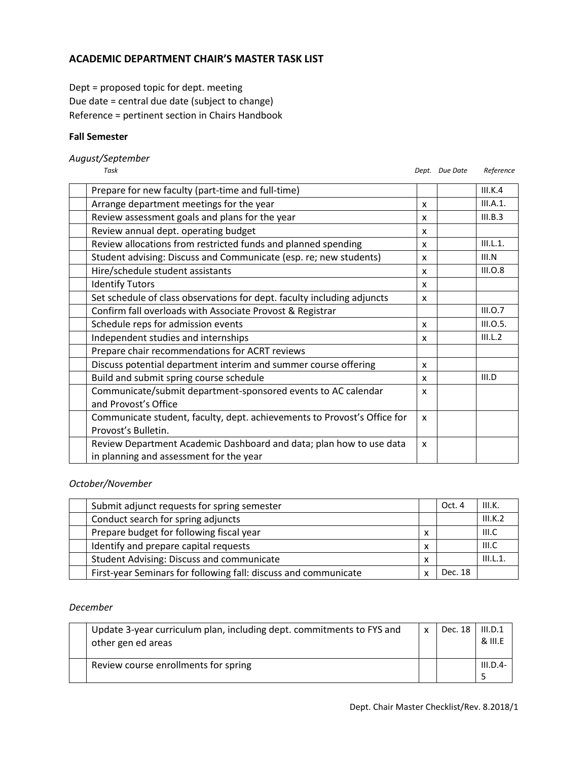## ACADEMIC DEPARTMENT CHAIR'S MASTER TASK LIST

Dept = proposed topic for dept. meeting
Due date = central due date (subject to change)
Reference = pertinent section in Chairs Handbook

### Fall Semester

*August/September*

| | *Task* | *Dept.* | *Due Date* | *Reference* |
|---|---|---|---|---|
| | Prepare for new faculty (part-time and full-time) | | | III.K.4 |
| | Arrange department meetings for the year | x | | III.A.1. |
| | Review assessment goals and plans for the year | x | | III.B.3 |
| | Review annual dept. operating budget | x | | |
| | Review allocations from restricted funds and planned spending | x | | III.L.1. |
| | Student advising: Discuss and Communicate (esp. re; new students) | x | | III.N |
| | Hire/schedule student assistants | x | | III.O.8 |
| | Identify Tutors | x | | |
| | Set schedule of class observations for dept. faculty including adjuncts | x | | |
| | Confirm fall overloads with Associate Provost & Registrar | | | III.O.7 |
| | Schedule reps for admission events | x | | III.O.5. |
| | Independent studies and internships | x | | III.L.2 |
| | Prepare chair recommendations for ACRT reviews | | | |
| | Discuss potential department interim and summer course offering | x | | |
| | Build and submit spring course schedule | x | | III.D |
| | Communicate/submit department-sponsored events to AC calendar and Provost's Office | x | | |
| | Communicate student, faculty, dept. achievements to Provost's Office for Provost's Bulletin. | x | | |
| | Review Department Academic Dashboard and data; plan how to use data in planning and assessment for the year | x | | |

*October/November*

| | Task | Dept. | Due Date | Reference |
|---|---|---|---|---|
| | Submit adjunct requests for spring semester | | Oct. 4 | III.K. |
| | Conduct search for spring adjuncts | | | III.K.2 |
| | Prepare budget for following fiscal year | x | | III.C |
| | Identify and prepare capital requests | x | | III.C |
| | Student Advising: Discuss and communicate | x | | III.L.1. |
| | First-year Seminars for following fall: discuss and communicate | x | Dec. 18 | |

*December*

| | Task | Dept. | Due Date | Reference |
|---|---|---|---|---|
| | Update 3-year curriculum plan, including dept. commitments to FYS and other gen ed areas | x | Dec. 18 | III.D.1 & III.E |
| | Review course enrollments for spring | | | III.D.4-5 |

Dept. Chair Master Checklist/Rev. 8.2018/1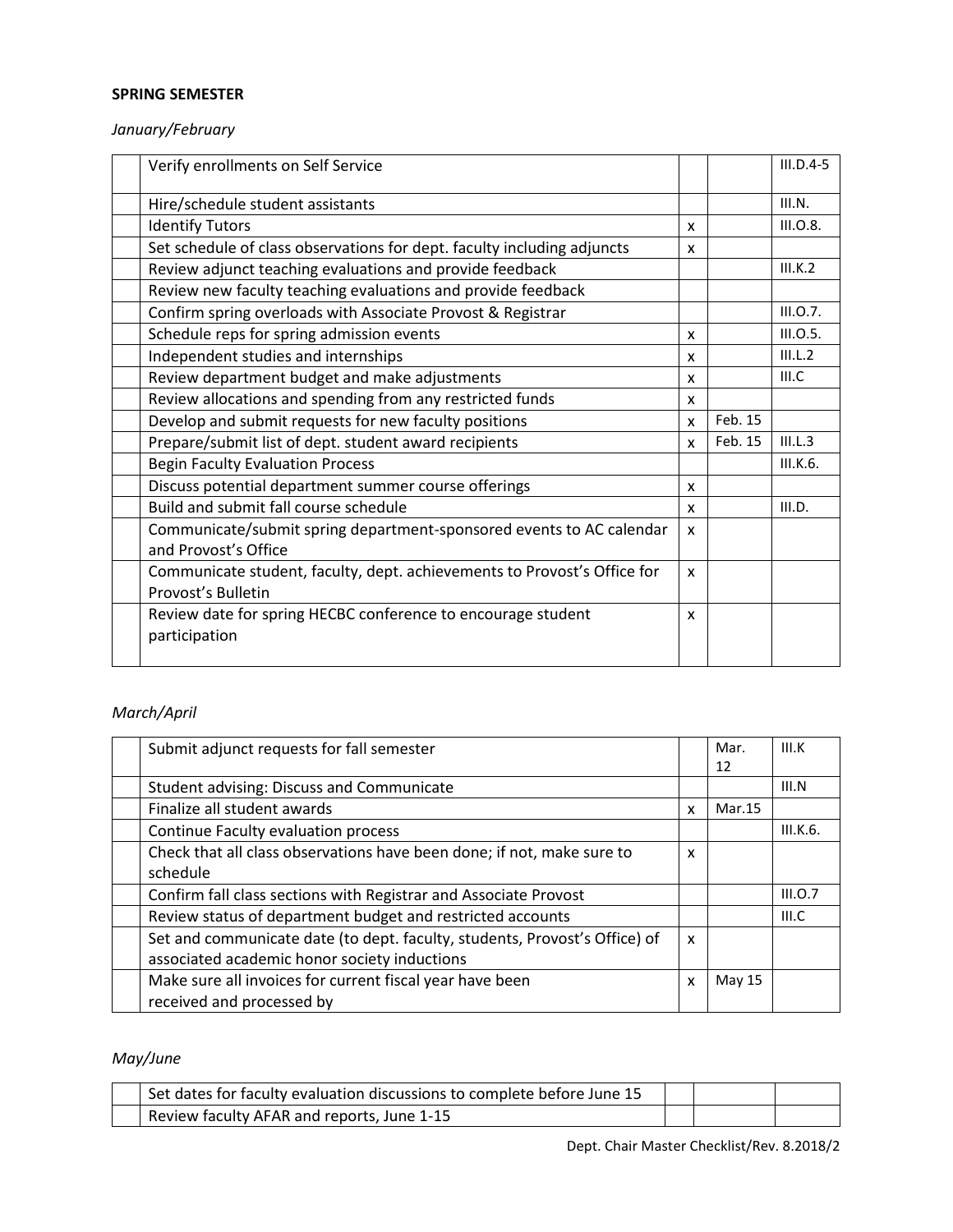**SPRING SEMESTER**

*January/February*

| | | | | |
|---|---|---|---|---|
| | Verify enrollments on Self Service | | | III.D.4-5 |
| | Hire/schedule student assistants | | | III.N. |
| | Identify Tutors | x | | III.O.8. |
| | Set schedule of class observations for dept. faculty including adjuncts | x | | |
| | Review adjunct teaching evaluations and provide feedback | | | III.K.2 |
| | Review new faculty teaching evaluations and provide feedback | | | |
| | Confirm spring overloads with Associate Provost & Registrar | | | III.O.7. |
| | Schedule reps for spring admission events | x | | III.O.5. |
| | Independent studies and internships | x | | III.L.2 |
| | Review department budget and make adjustments | x | | III.C |
| | Review allocations and spending from any restricted funds | x | | |
| | Develop and submit requests for new faculty positions | x | Feb. 15 | |
| | Prepare/submit list of dept. student award recipients | x | Feb. 15 | III.L.3 |
| | Begin Faculty Evaluation Process | | | III.K.6. |
| | Discuss potential department summer course offerings | x | | |
| | Build and submit fall course schedule | x | | III.D. |
| | Communicate/submit spring department-sponsored events to AC calendar and Provost's Office | x | | |
| | Communicate student, faculty, dept. achievements to Provost's Office for Provost's Bulletin | x | | |
| | Review date for spring HECBC conference to encourage student participation | x | | |

*March/April*

| | | | | |
|---|---|---|---|---|
| | Submit adjunct requests for fall semester | | Mar. 12 | III.K |
| | Student advising: Discuss and Communicate | | | III.N |
| | Finalize all student awards | x | Mar.15 | |
| | Continue Faculty evaluation process | | | III.K.6. |
| | Check that all class observations have been done; if not, make sure to schedule | x | | |
| | Confirm fall class sections with Registrar and Associate Provost | | | III.O.7 |
| | Review status of department budget and restricted accounts | | | III.C |
| | Set and communicate date (to dept. faculty, students, Provost's Office) of associated academic honor society inductions | x | | |
| | Make sure all invoices for current fiscal year have been received and processed by | x | May 15 | |

*May/June*

| | | | | |
|---|---|---|---|---|
| | Set dates for faculty evaluation discussions to complete before June 15 | | | |
| | Review faculty AFAR and reports, June 1-15 | | | |

Dept. Chair Master Checklist/Rev. 8.2018/2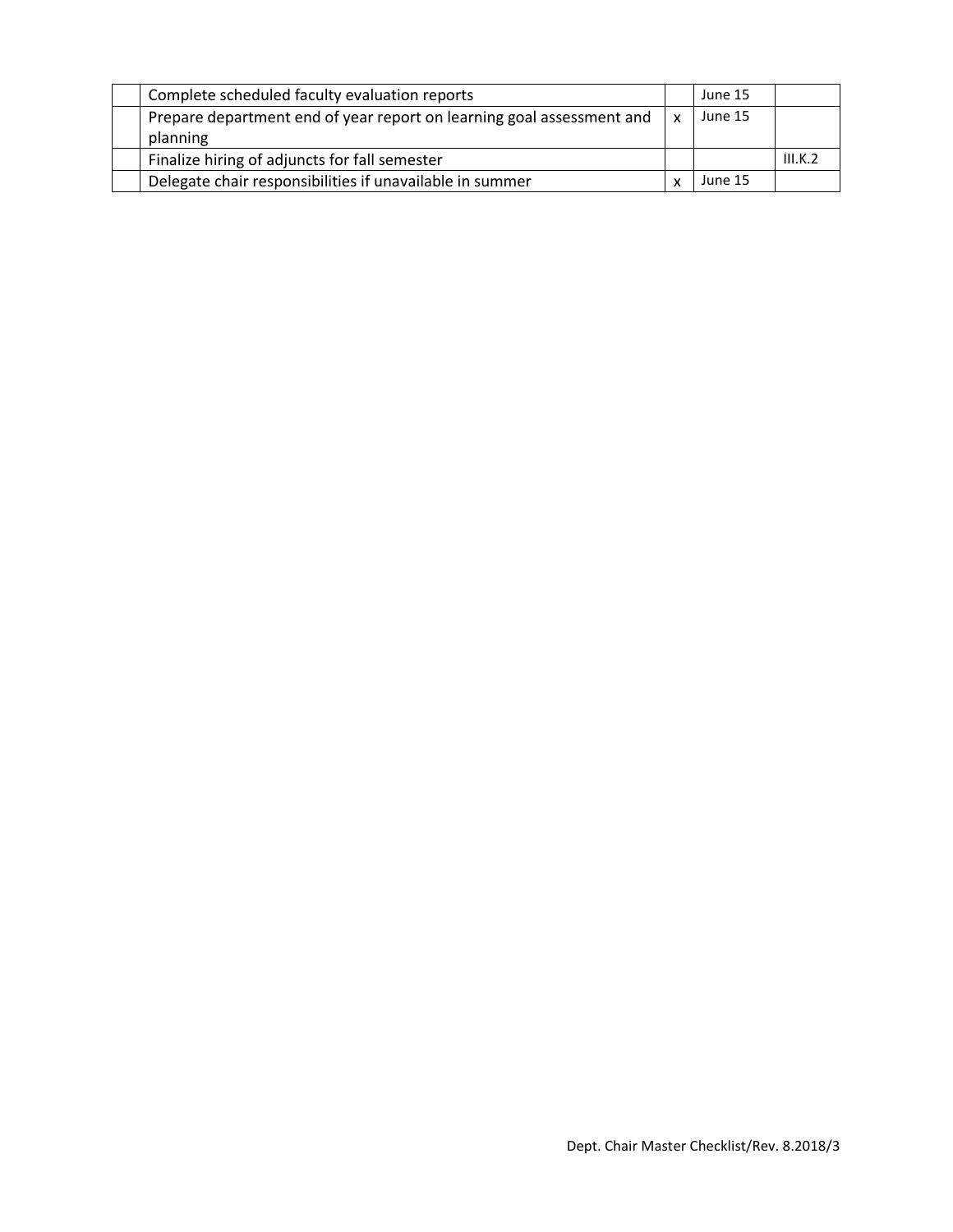| | | | | |
|---|---|---|---|---|
| | Complete scheduled faculty evaluation reports | | June 15 | |
| | Prepare department end of year report on learning goal assessment and planning | x | June 15 | |
| | Finalize hiring of adjuncts for fall semester | | | III.K.2 |
| | Delegate chair responsibilities if unavailable in summer | x | June 15 | |

Dept. Chair Master Checklist/Rev. 8.2018/3